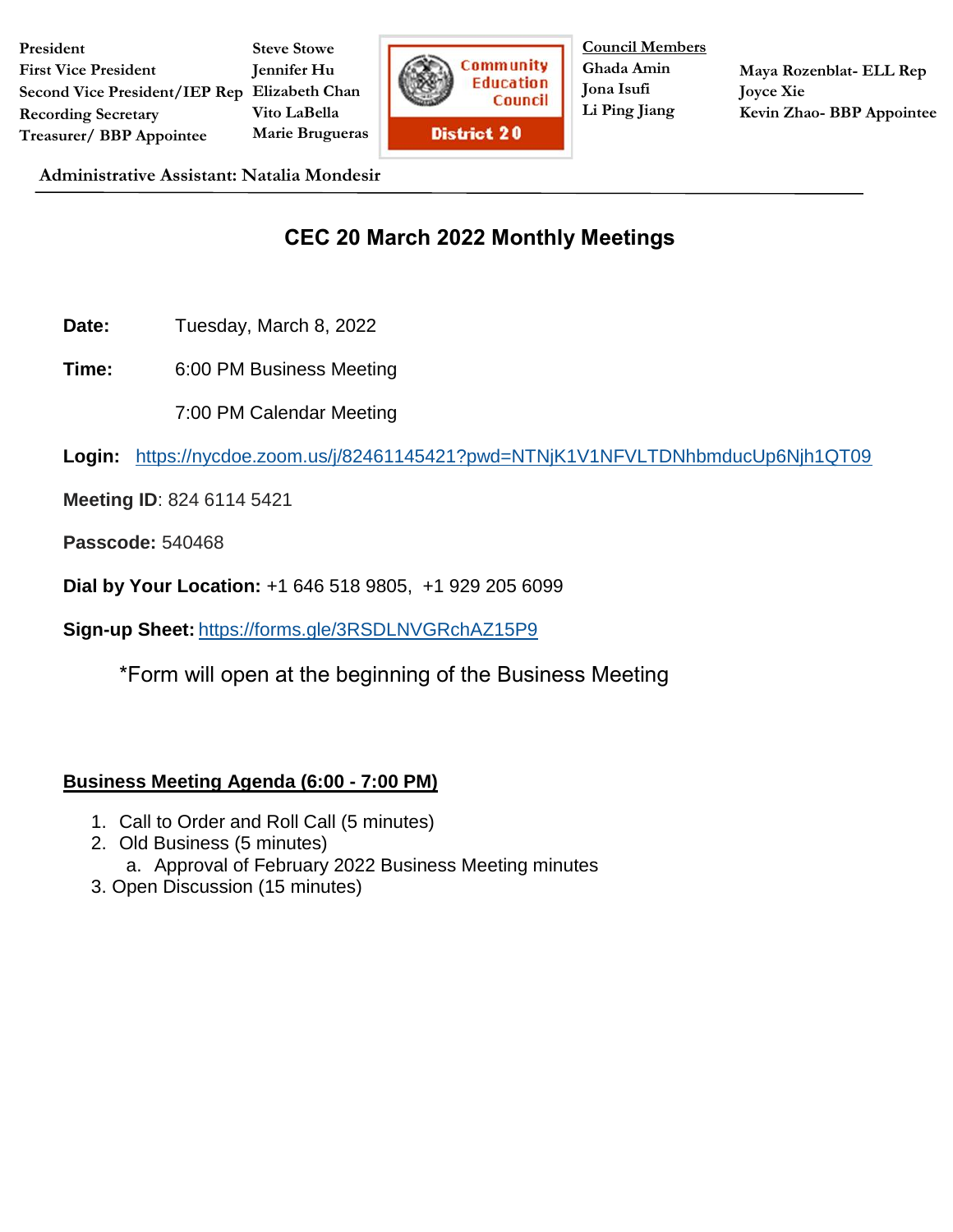| President | Steve Stowe |
| --- | --- |
| First Vice President | Jennifer Hu |
| Second Vice President/IEP Rep | Elizabeth Chan |
| Recording Secretary | Vito LaBella |
| Treasurer/ BBP Appointee | Marie Brugueras |

Community Education Council District 20

**Council Members**

Ghada Amin
Jona Isufi
Li Ping Jiang
Maya Rozenblat- ELL Rep
Joyce Xie
Kevin Zhao- BBP Appointee

**Administrative Assistant: Natalia Mondesir**

---

# CEC 20 March 2022 Monthly Meetings

**Date:** Tuesday, March 8, 2022

**Time:** 6:00 PM Business Meeting

7:00 PM Calendar Meeting

**Login:** https://nycdoe.zoom.us/j/82461145421?pwd=NTNjK1V1NFVLTDNhbmducUp6Njh1QT09

**Meeting ID**: 824 6114 5421

**Passcode:** 540468

**Dial by Your Location:** +1 646 518 9805, +1 929 205 6099

**Sign-up Sheet:** https://forms.gle/3RSDLNVGRchAZ15P9

*Form will open at the beginning of the Business Meeting

## Business Meeting Agenda (6:00 - 7:00 PM)

1. Call to Order and Roll Call (5 minutes)
2. Old Business (5 minutes)
   a. Approval of February 2022 Business Meeting minutes
3. Open Discussion (15 minutes)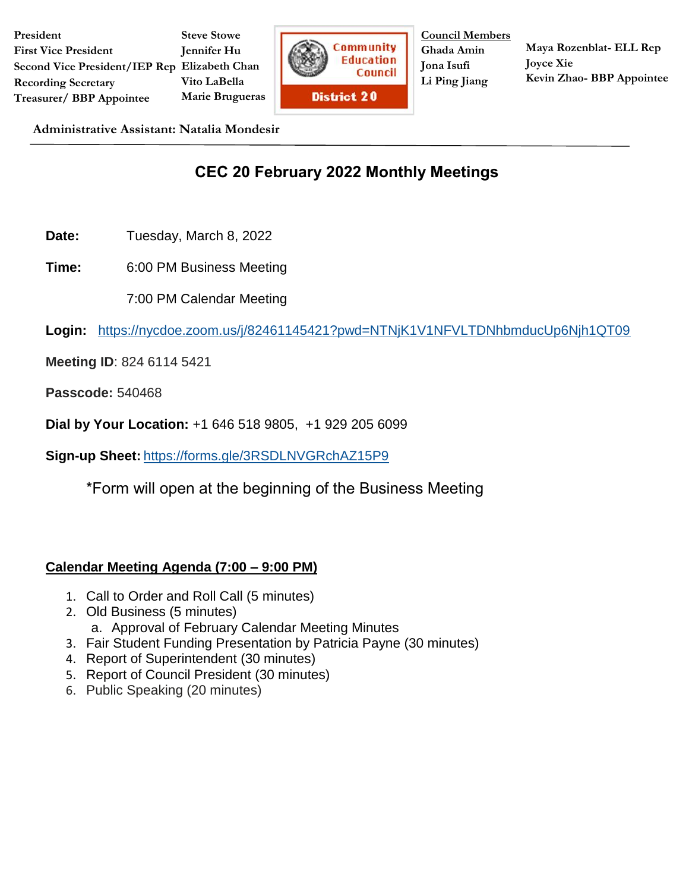| | |
|---|---|
| President | Steve Stowe |
| First Vice President | Jennifer Hu |
| Second Vice President/IEP Rep | Elizabeth Chan |
| Recording Secretary | Vito LaBella |
| Treasurer/ BBP Appointee | Marie Bruguera |

Community Education Council
District 20

Council Members
Ghada Amin
Jona Isufi
Li Ping Jiang
Maya Rozenblat- ELL Rep
Joyce Xie
Kevin Zhao- BBP Appointee

Administrative Assistant: Natalia Mondesir

# CEC 20 February 2022 Monthly Meetings

**Date:** Tuesday, March 8, 2022

**Time:** 6:00 PM Business Meeting

7:00 PM Calendar Meeting

**Login:** https://nycdoe.zoom.us/j/82461145421?pwd=NTNjK1V1NFVLTDNhbmducUp6Njh1QT09

**Meeting ID**: 824 6114 5421

**Passcode:** 540468

**Dial by Your Location:** +1 646 518 9805, +1 929 205 6099

**Sign-up Sheet:** https://forms.gle/3RSDLNVGRchAZ15P9

*Form will open at the beginning of the Business Meeting

**Calendar Meeting Agenda (7:00 – 9:00 PM)**

1. Call to Order and Roll Call (5 minutes)
2. Old Business (5 minutes)
   a. Approval of February Calendar Meeting Minutes
3. Fair Student Funding Presentation by Patricia Payne (30 minutes)
4. Report of Superintendent (30 minutes)
5. Report of Council President (30 minutes)
6. Public Speaking (20 minutes)